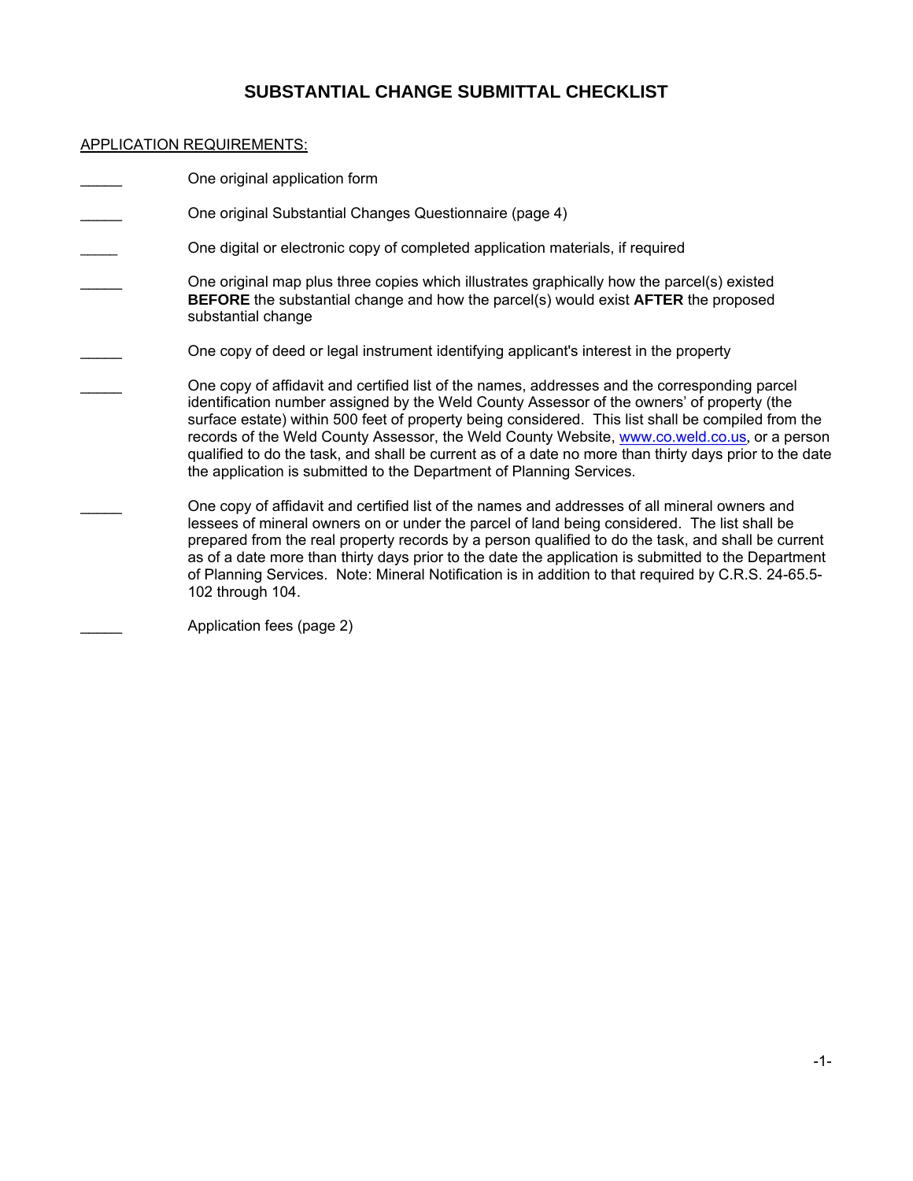# SUBSTANTIAL CHANGE SUBMITTAL CHECKLIST

APPLICATION REQUIREMENTS:

_____ One original application form

_____ One original Substantial Changes Questionnaire (page 4)

_____ One digital or electronic copy of completed application materials, if required

_____ One original map plus three copies which illustrates graphically how the parcel(s) existed **BEFORE** the substantial change and how the parcel(s) would exist **AFTER** the proposed substantial change

_____ One copy of deed or legal instrument identifying applicant's interest in the property

_____ One copy of affidavit and certified list of the names, addresses and the corresponding parcel identification number assigned by the Weld County Assessor of the owners' of property (the surface estate) within 500 feet of property being considered. This list shall be compiled from the records of the Weld County Assessor, the Weld County Website, www.co.weld.co.us, or a person qualified to do the task, and shall be current as of a date no more than thirty days prior to the date the application is submitted to the Department of Planning Services.

_____ One copy of affidavit and certified list of the names and addresses of all mineral owners and lessees of mineral owners on or under the parcel of land being considered. The list shall be prepared from the real property records by a person qualified to do the task, and shall be current as of a date more than thirty days prior to the date the application is submitted to the Department of Planning Services. Note: Mineral Notification is in addition to that required by C.R.S. 24-65.5-102 through 104.

_____ Application fees (page 2)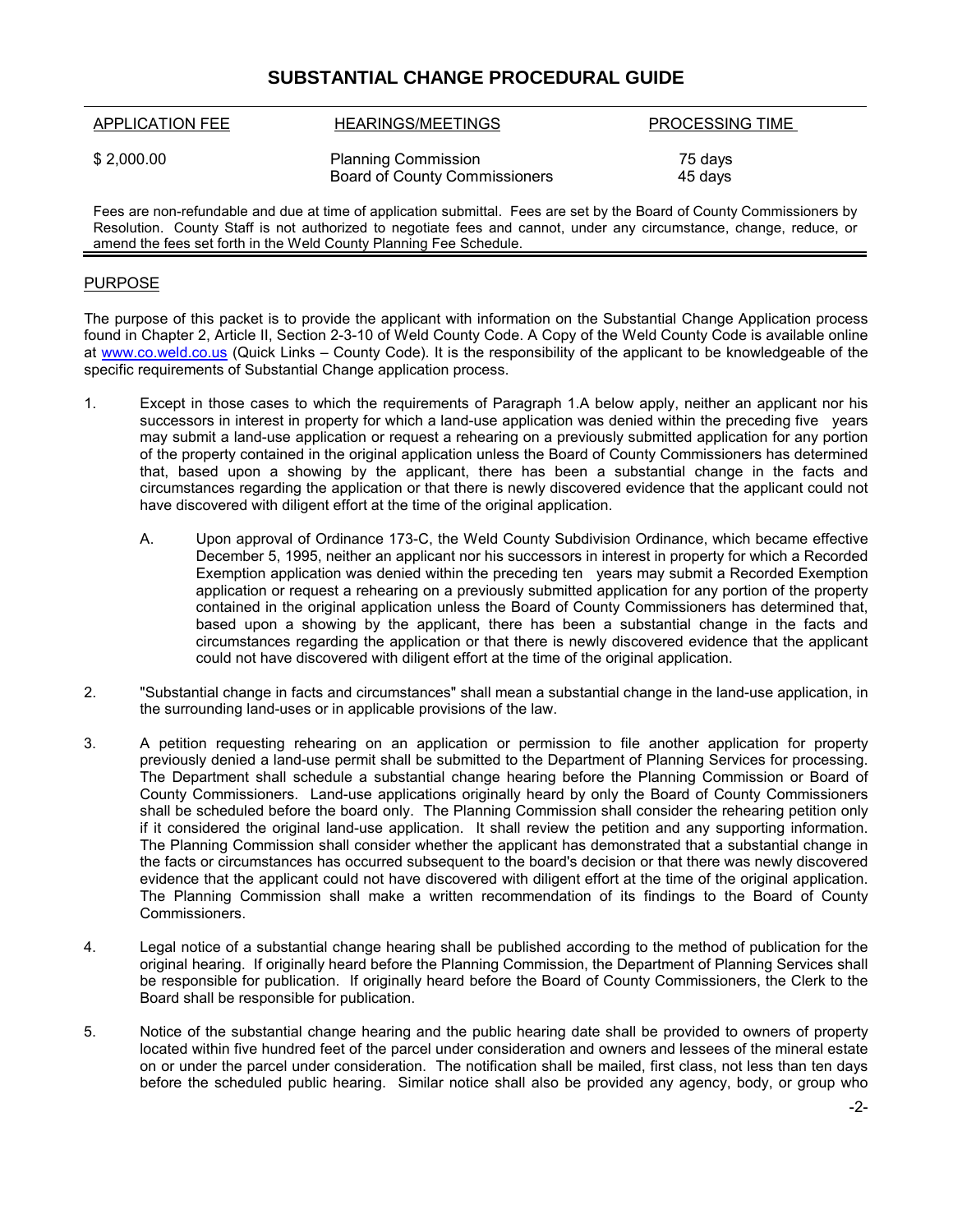# SUBSTANTIAL CHANGE PROCEDURAL GUIDE

| APPLICATION FEE | HEARINGS/MEETINGS | PROCESSING TIME |
|---|---|---|
| $ 2,000.00 | Planning Commission | 75 days |
| | Board of County Commissioners | 45 days |

Fees are non-refundable and due at time of application submittal. Fees are set by the Board of County Commissioners by Resolution. County Staff is not authorized to negotiate fees and cannot, under any circumstance, change, reduce, or amend the fees set forth in the Weld County Planning Fee Schedule.

## PURPOSE

The purpose of this packet is to provide the applicant with information on the Substantial Change Application process found in Chapter 2, Article II, Section 2-3-10 of Weld County Code. A Copy of the Weld County Code is available online at www.co.weld.co.us (Quick Links – County Code). It is the responsibility of the applicant to be knowledgeable of the specific requirements of Substantial Change application process.

1. Except in those cases to which the requirements of Paragraph 1.A below apply, neither an applicant nor his successors in interest in property for which a land-use application was denied within the preceding five years may submit a land-use application or request a rehearing on a previously submitted application for any portion of the property contained in the original application unless the Board of County Commissioners has determined that, based upon a showing by the applicant, there has been a substantial change in the facts and circumstances regarding the application or that there is newly discovered evidence that the applicant could not have discovered with diligent effort at the time of the original application.

   A. Upon approval of Ordinance 173-C, the Weld County Subdivision Ordinance, which became effective December 5, 1995, neither an applicant nor his successors in interest in property for which a Recorded Exemption application was denied within the preceding ten years may submit a Recorded Exemption application or request a rehearing on a previously submitted application for any portion of the property contained in the original application unless the Board of County Commissioners has determined that, based upon a showing by the applicant, there has been a substantial change in the facts and circumstances regarding the application or that there is newly discovered evidence that the applicant could not have discovered with diligent effort at the time of the original application.

2. "Substantial change in facts and circumstances" shall mean a substantial change in the land-use application, in the surrounding land-uses or in applicable provisions of the law.

3. A petition requesting rehearing on an application or permission to file another application for property previously denied a land-use permit shall be submitted to the Department of Planning Services for processing. The Department shall schedule a substantial change hearing before the Planning Commission or Board of County Commissioners. Land-use applications originally heard by only the Board of County Commissioners shall be scheduled before the board only. The Planning Commission shall consider the rehearing petition only if it considered the original land-use application. It shall review the petition and any supporting information. The Planning Commission shall consider whether the applicant has demonstrated that a substantial change in the facts or circumstances has occurred subsequent to the board's decision or that there was newly discovered evidence that the applicant could not have discovered with diligent effort at the time of the original application. The Planning Commission shall make a written recommendation of its findings to the Board of County Commissioners.

4. Legal notice of a substantial change hearing shall be published according to the method of publication for the original hearing. If originally heard before the Planning Commission, the Department of Planning Services shall be responsible for publication. If originally heard before the Board of County Commissioners, the Clerk to the Board shall be responsible for publication.

5. Notice of the substantial change hearing and the public hearing date shall be provided to owners of property located within five hundred feet of the parcel under consideration and owners and lessees of the mineral estate on or under the parcel under consideration. The notification shall be mailed, first class, not less than ten days before the scheduled public hearing. Similar notice shall also be provided any agency, body, or group who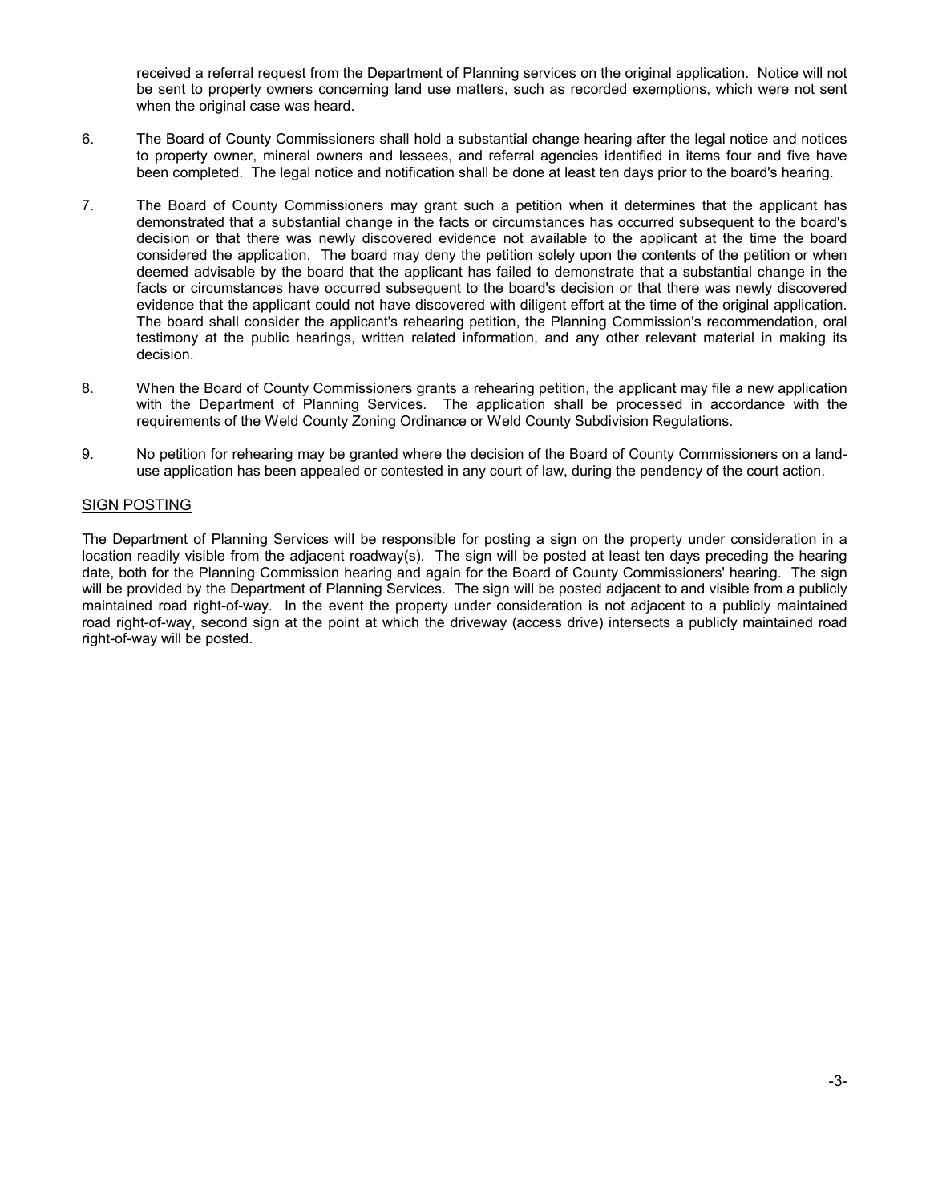received a referral request from the Department of Planning services on the original application. Notice will not be sent to property owners concerning land use matters, such as recorded exemptions, which were not sent when the original case was heard.

6. The Board of County Commissioners shall hold a substantial change hearing after the legal notice and notices to property owner, mineral owners and lessees, and referral agencies identified in items four and five have been completed. The legal notice and notification shall be done at least ten days prior to the board's hearing.

7. The Board of County Commissioners may grant such a petition when it determines that the applicant has demonstrated that a substantial change in the facts or circumstances has occurred subsequent to the board's decision or that there was newly discovered evidence not available to the applicant at the time the board considered the application. The board may deny the petition solely upon the contents of the petition or when deemed advisable by the board that the applicant has failed to demonstrate that a substantial change in the facts or circumstances have occurred subsequent to the board's decision or that there was newly discovered evidence that the applicant could not have discovered with diligent effort at the time of the original application. The board shall consider the applicant's rehearing petition, the Planning Commission's recommendation, oral testimony at the public hearings, written related information, and any other relevant material in making its decision.

8. When the Board of County Commissioners grants a rehearing petition, the applicant may file a new application with the Department of Planning Services. The application shall be processed in accordance with the requirements of the Weld County Zoning Ordinance or Weld County Subdivision Regulations.

9. No petition for rehearing may be granted where the decision of the Board of County Commissioners on a land-use application has been appealed or contested in any court of law, during the pendency of the court action.

## SIGN POSTING

The Department of Planning Services will be responsible for posting a sign on the property under consideration in a location readily visible from the adjacent roadway(s). The sign will be posted at least ten days preceding the hearing date, both for the Planning Commission hearing and again for the Board of County Commissioners' hearing. The sign will be provided by the Department of Planning Services. The sign will be posted adjacent to and visible from a publicly maintained road right-of-way. In the event the property under consideration is not adjacent to a publicly maintained road right-of-way, second sign at the point at which the driveway (access drive) intersects a publicly maintained road right-of-way will be posted.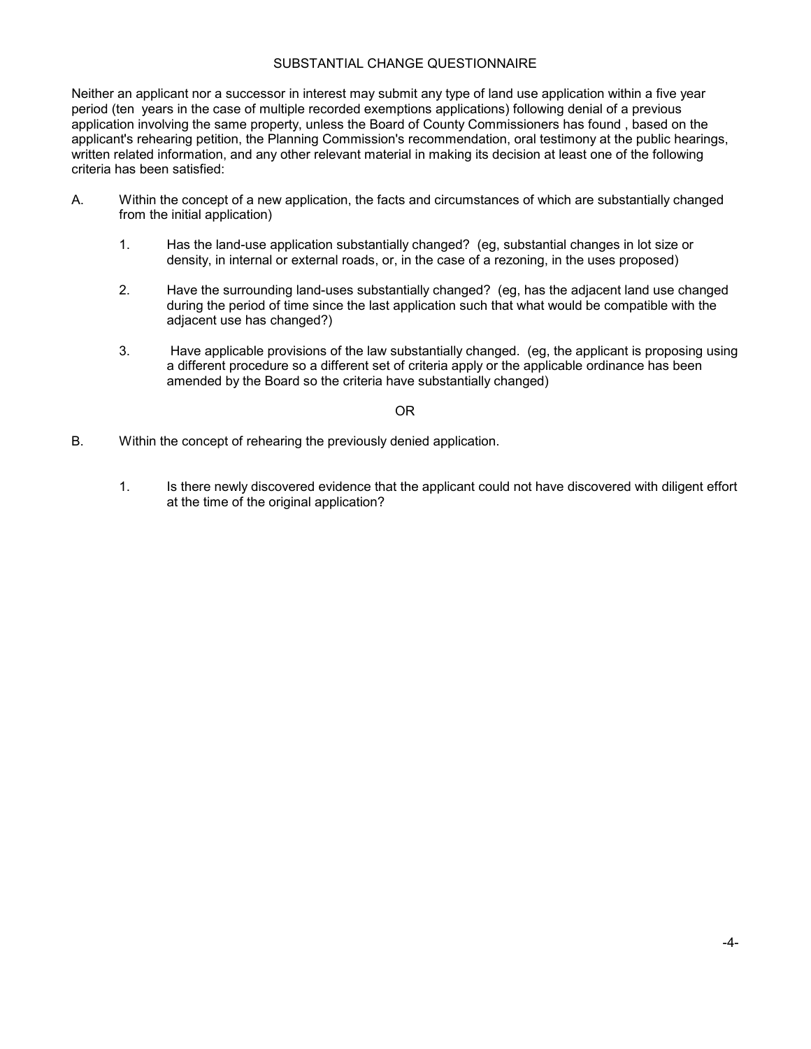## SUBSTANTIAL CHANGE QUESTIONNAIRE

Neither an applicant nor a successor in interest may submit any type of land use application within a five year period (ten years in the case of multiple recorded exemptions applications) following denial of a previous application involving the same property, unless the Board of County Commissioners has found , based on the applicant's rehearing petition, the Planning Commission's recommendation, oral testimony at the public hearings, written related information, and any other relevant material in making its decision at least one of the following criteria has been satisfied:

A. Within the concept of a new application, the facts and circumstances of which are substantially changed from the initial application)

  1. Has the land-use application substantially changed? (eg, substantial changes in lot size or density, in internal or external roads, or, in the case of a rezoning, in the uses proposed)

  2. Have the surrounding land-uses substantially changed? (eg, has the adjacent land use changed during the period of time since the last application such that what would be compatible with the adjacent use has changed?)

  3. Have applicable provisions of the law substantially changed. (eg, the applicant is proposing using a different procedure so a different set of criteria apply or the applicable ordinance has been amended by the Board so the criteria have substantially changed)

OR

B. Within the concept of rehearing the previously denied application.

  1. Is there newly discovered evidence that the applicant could not have discovered with diligent effort at the time of the original application?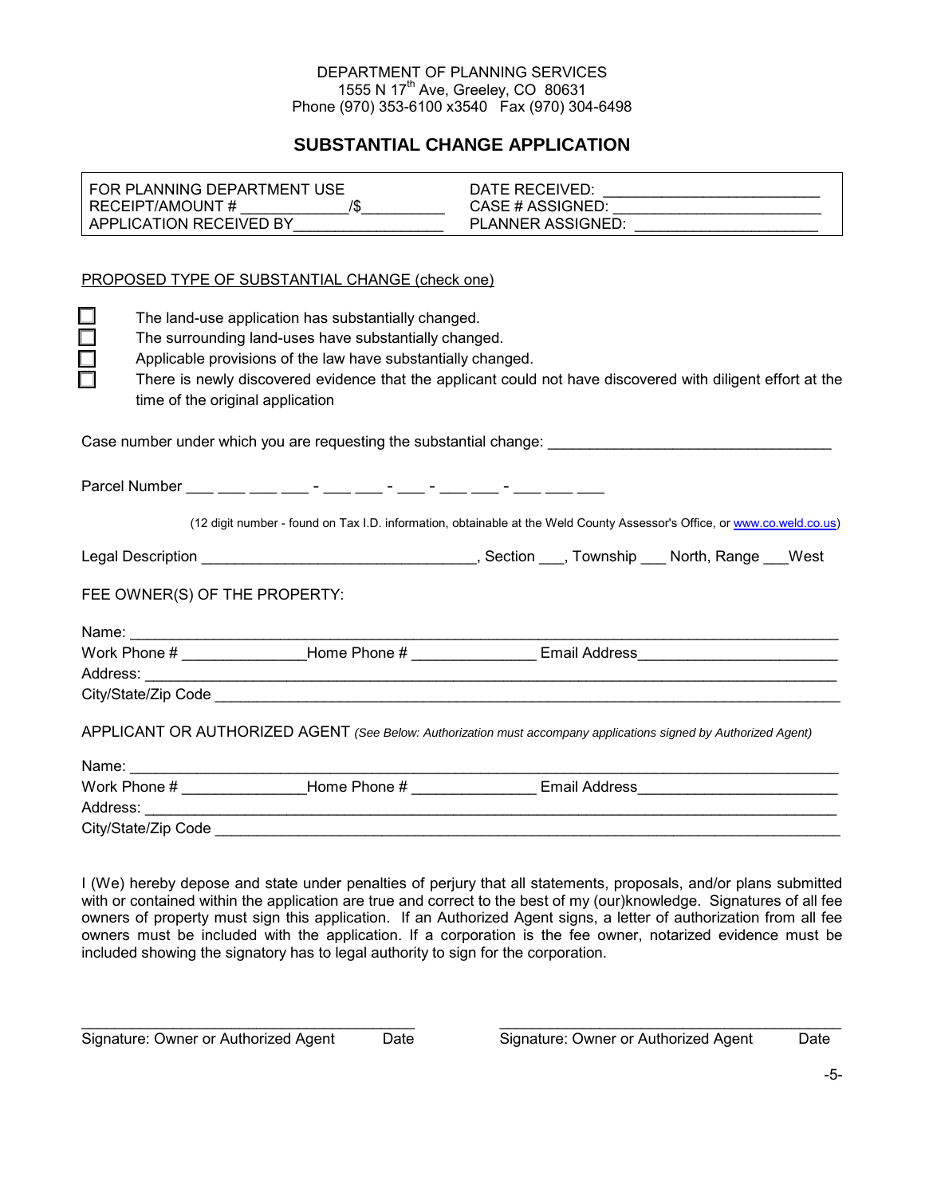DEPARTMENT OF PLANNING SERVICES
1555 N 17th Ave, Greeley, CO 80631
Phone (970) 353-6100 x3540 Fax (970) 304-6498

## SUBSTANTIAL CHANGE APPLICATION

| FOR PLANNING DEPARTMENT USE | DATE RECEIVED: ________________________ |
|---|---|
| RECEIPT/AMOUNT # ____________/$_________ | CASE # ASSIGNED: ______________________ |
| APPLICATION RECEIVED BY________________ | PLANNER ASSIGNED: ____________________ |

PROPOSED TYPE OF SUBSTANTIAL CHANGE (check one)

- ☐ The land-use application has substantially changed.
- ☐ The surrounding land-uses have substantially changed.
- ☐ Applicable provisions of the law have substantially changed.
- ☐ There is newly discovered evidence that the applicant could not have discovered with diligent effort at the time of the original application

Case number under which you are requesting the substantial change: ________________________________

Parcel Number ___ ___ ___ ___ - ___ ___ - ___ - ___ ___ - ___ ___ ___

(12 digit number - found on Tax I.D. information, obtainable at the Weld County Assessor's Office, or www.co.weld.co.us)

Legal Description ______________________________, Section ___, Township ___ North, Range ___West

FEE OWNER(S) OF THE PROPERTY:

Name: ____________________________________________________________________________
Work Phone # ______________Home Phone # ______________ Email Address______________________
Address: __________________________________________________________________________
City/State/Zip Code _________________________________________________________________

APPLICANT OR AUTHORIZED AGENT *(See Below: Authorization must accompany applications signed by Authorized Agent)*

Name: ____________________________________________________________________________
Work Phone # ______________Home Phone # ______________ Email Address______________________
Address: __________________________________________________________________________
City/State/Zip Code _________________________________________________________________

I (We) hereby depose and state under penalties of perjury that all statements, proposals, and/or plans submitted with or contained within the application are true and correct to the best of my (our)knowledge. Signatures of all fee owners of property must sign this application. If an Authorized Agent signs, a letter of authorization from all fee owners must be included with the application. If a corporation is the fee owner, notarized evidence must be included showing the signatory has to legal authority to sign for the corporation.

_____________________________________ &nbsp;&nbsp;&nbsp;&nbsp; _____________________________________
Signature: Owner or Authorized Agent &nbsp;&nbsp; Date &nbsp;&nbsp;&nbsp;&nbsp; Signature: Owner or Authorized Agent &nbsp;&nbsp; Date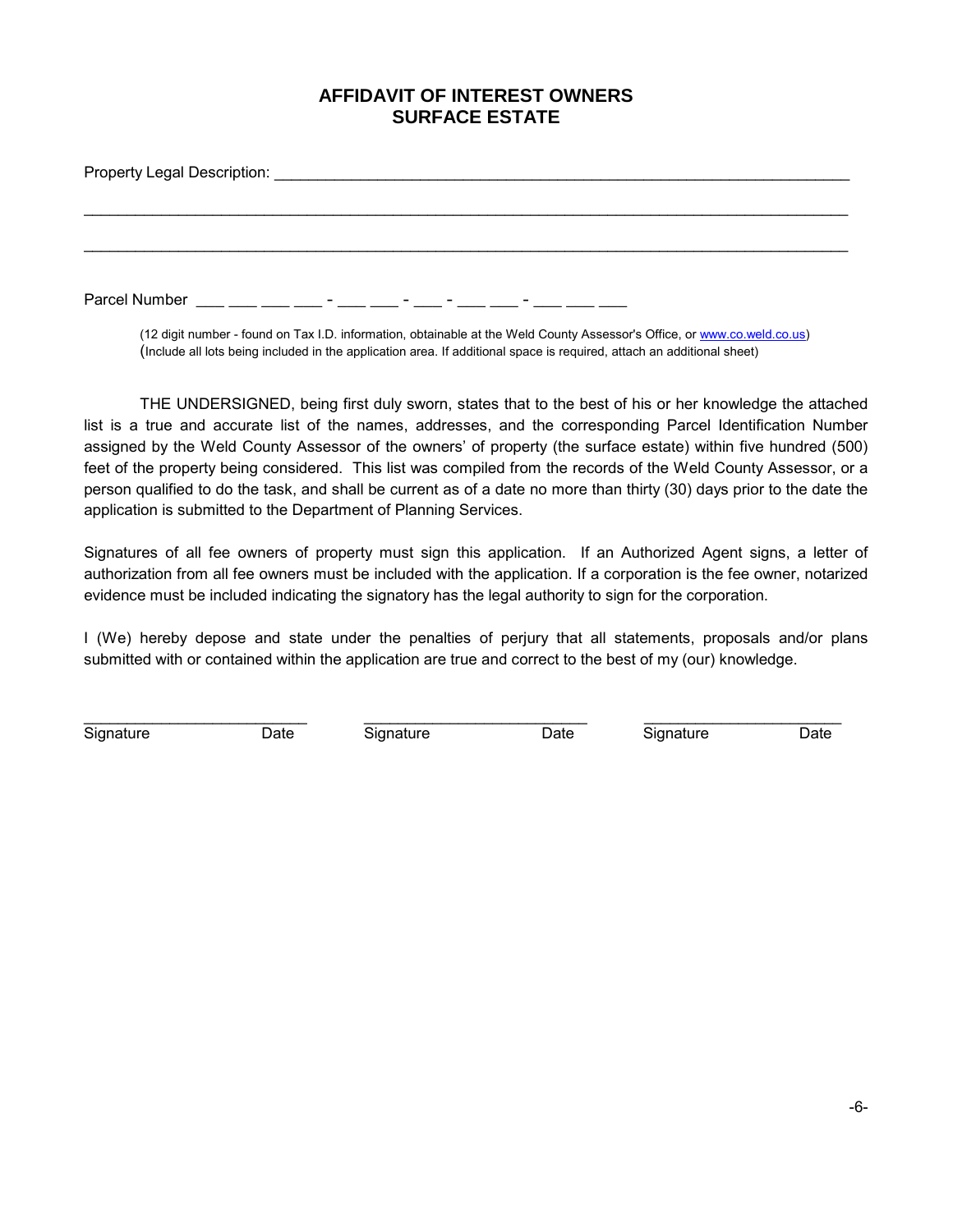# AFFIDAVIT OF INTEREST OWNERS
# SURFACE ESTATE

Property Legal Description: ____________________________________________________________________

_____________________________________________________________________________________

_____________________________________________________________________________________

Parcel Number ___ ___ ___ ___ - ___ ___ - ___ - ___ ___ - ___ ___ ___

(12 digit number - found on Tax I.D. information, obtainable at the Weld County Assessor's Office, or www.co.weld.co.us)
(Include all lots being included in the application area. If additional space is required, attach an additional sheet)

THE UNDERSIGNED, being first duly sworn, states that to the best of his or her knowledge the attached list is a true and accurate list of the names, addresses, and the corresponding Parcel Identification Number assigned by the Weld County Assessor of the owners' of property (the surface estate) within five hundred (500) feet of the property being considered. This list was compiled from the records of the Weld County Assessor, or a person qualified to do the task, and shall be current as of a date no more than thirty (30) days prior to the date the application is submitted to the Department of Planning Services.

Signatures of all fee owners of property must sign this application. If an Authorized Agent signs, a letter of authorization from all fee owners must be included with the application. If a corporation is the fee owner, notarized evidence must be included indicating the signatory has the legal authority to sign for the corporation.

I (We) hereby depose and state under the penalties of perjury that all statements, proposals and/or plans submitted with or contained within the application are true and correct to the best of my (our) knowledge.

_________________________ _________________________ _________________________
Signature Date Signature Date Signature Date